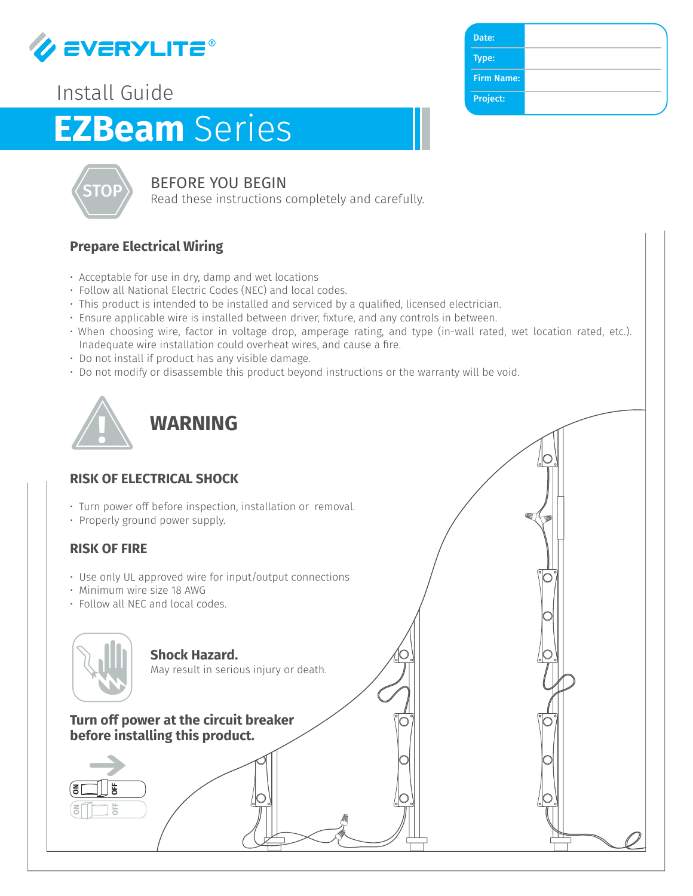# EVERYLITE®

| Date: | |
|---|---|
| Type: | |
| Firm Name: | |
| Project: | |

Install Guide

# EZBeam Series

STOP

## BEFORE YOU BEGIN

Read these instructions completely and carefully.

### Prepare Electrical Wiring

- Acceptable for use in dry, damp and wet locations
- Follow all National Electric Codes (NEC) and local codes.
- This product is intended to be installed and serviced by a qualified, licensed electrician.
- Ensure applicable wire is installed between driver, fixture, and any controls in between.
- When choosing wire, factor in voltage drop, amperage rating, and type (in-wall rated, wet location rated, etc.). Inadequate wire installation could overheat wires, and cause a fire.
- Do not install if product has any visible damage.
- Do not modify or disassemble this product beyond instructions or the warranty will be void.

## WARNING

### RISK OF ELECTRICAL SHOCK

- Turn power off before inspection, installation or removal.
- Properly ground power supply.

### RISK OF FIRE

- Use only UL approved wire for input/output connections
- Minimum wire size 18 AWG
- Follow all NEC and local codes.

**Shock Hazard.**
May result in serious injury or death.

**Turn off power at the circuit breaker before installing this product.**

ON OFF

ON OFF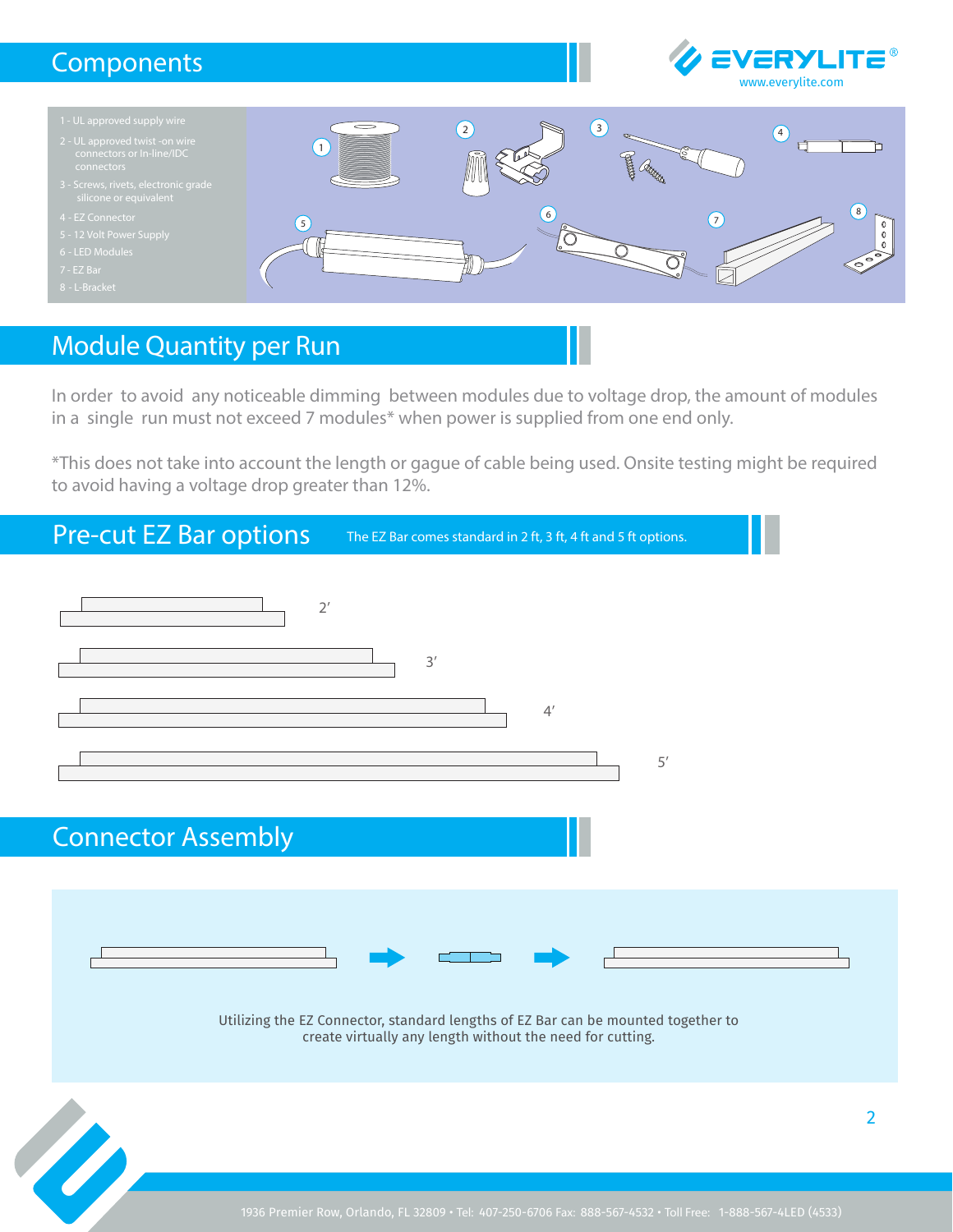## Components

1 - UL approved supply wire
2 - UL approved twist -on wire connectors or In-line/IDC connectors
3 - Screws, rivets, electronic grade silicone or equivalent
4 - EZ Connector
5 - 12 Volt Power Supply
6 - LED Modules
7 - EZ Bar
8 - L-Bracket

## Module Quantity per Run

In order to avoid any noticeable dimming between modules due to voltage drop, the amount of modules in a single run must not exceed 7 modules* when power is supplied from one end only.

*This does not take into account the length or gague of cable being used. Onsite testing might be required to avoid having a voltage drop greater than 12%.

## Pre-cut EZ Bar options

The EZ Bar comes standard in 2 ft, 3 ft, 4 ft and 5 ft options.

2′

3′

4′

5′

## Connector Assembly

Utilizing the EZ Connector, standard lengths of EZ Bar can be mounted together to create virtually any length without the need for cutting.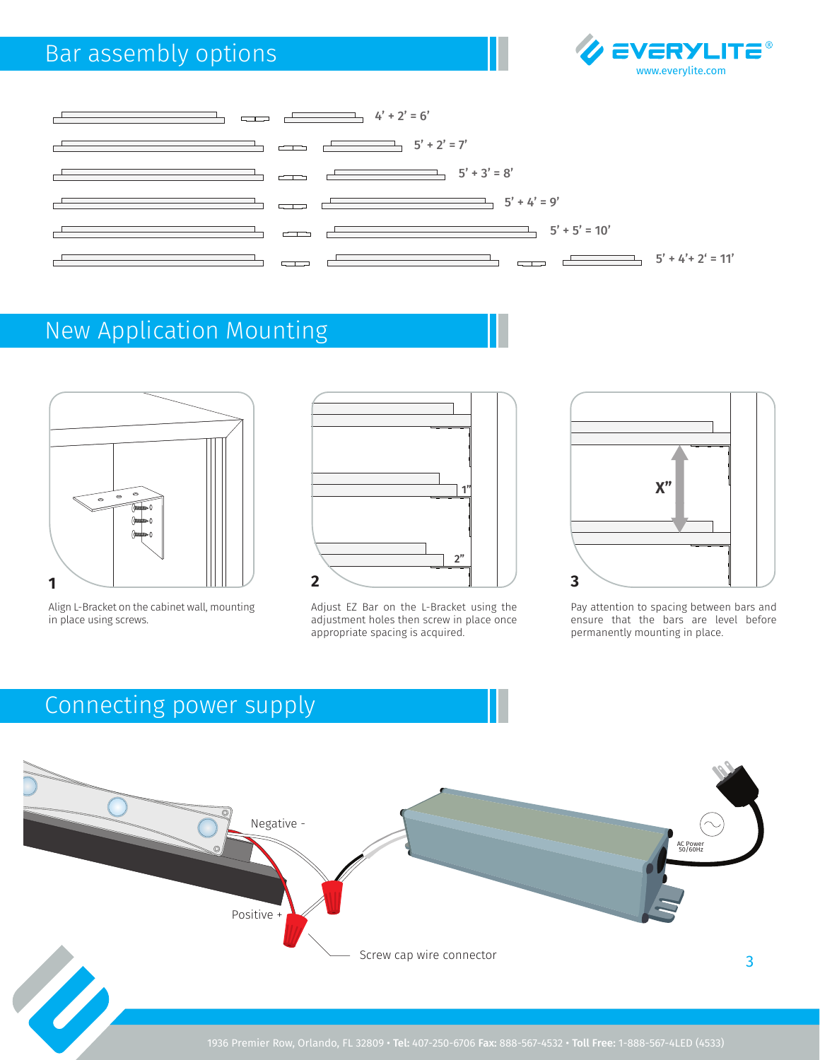## Bar assembly options

4' + 2' = 6'

5' + 2' = 7'

5' + 3' = 8'

5' + 4' = 9'

5' + 5' = 10'

5' + 4'+ 2' = 11'

## New Application Mounting

1

Align L-Bracket on the cabinet wall, mounting in place using screws.

2

Adjust EZ Bar on the L-Bracket using the adjustment holes then screw in place once appropriate spacing is acquired.

3

Pay attention to spacing between bars and ensure that the bars are level before permanently mounting in place.

## Connecting power supply

Negative -

Positive +

Screw cap wire connector

AC Power 50/60Hz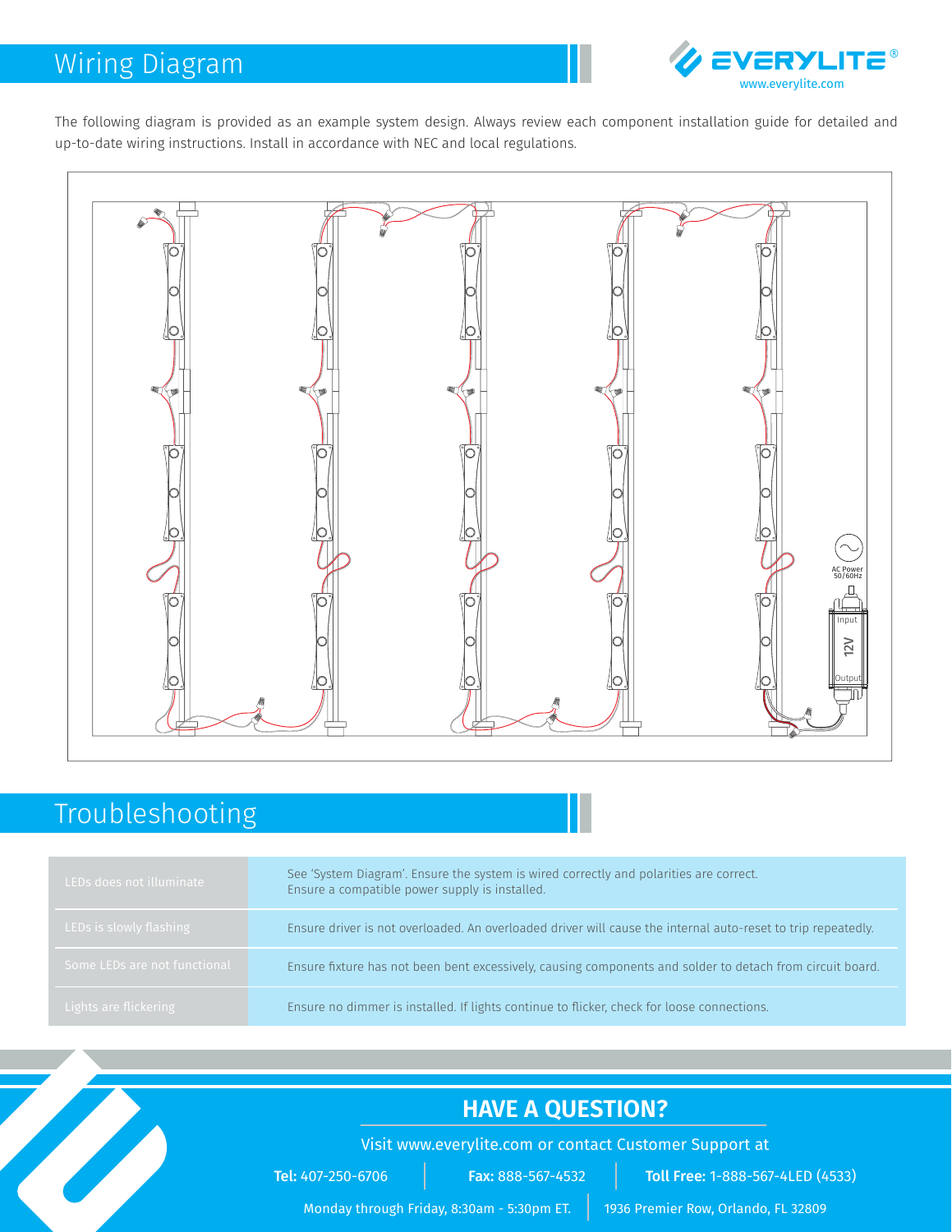## Wiring Diagram

The following diagram is provided as an example system design. Always review each component installation guide for detailed and up-to-date wiring instructions. Install in accordance with NEC and local regulations.

AC Power
50/60Hz

Input

12V

Output

## Troubleshooting

| | |
|---|---|
| LEDs does not illuminate | See 'System Diagram'. Ensure the system is wired correctly and polarities are correct. Ensure a compatible power supply is installed. |
| LEDs is slowly flashing | Ensure driver is not overloaded. An overloaded driver will cause the internal auto-reset to trip repeatedly. |
| Some LEDs are not functional | Ensure fixture has not been bent excessively, causing components and solder to detach from circuit board. |
| Lights are flickering | Ensure no dimmer is installed. If lights continue to flicker, check for loose connections. |

## HAVE A QUESTION?

Visit www.everylite.com or contact Customer Support at

**Tel:** 407-250-6706 | **Fax:** 888-567-4532 | **Toll Free:** 1-888-567-4LED (4533)

Monday through Friday, 8:30am - 5:30pm ET. | 1936 Premier Row, Orlando, FL 32809